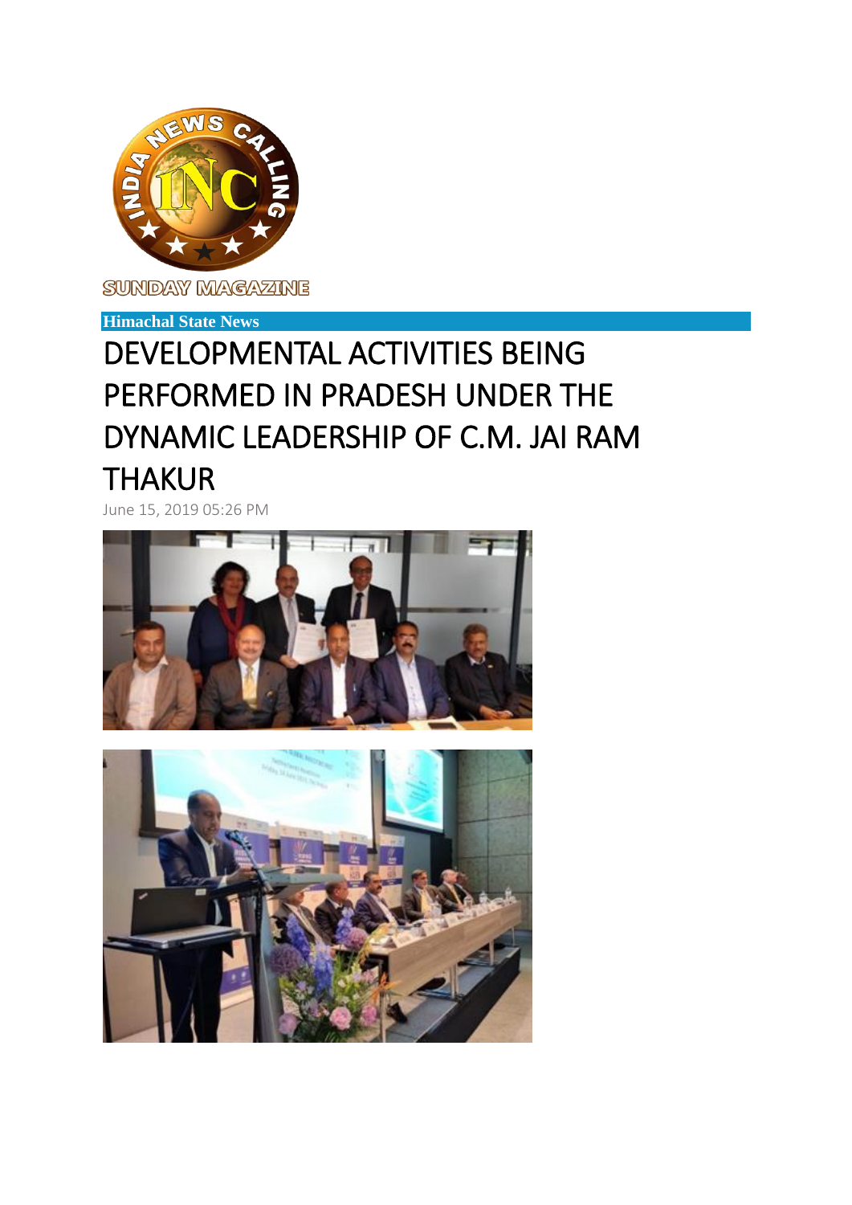SUNDAY MAGAZINE

**Himachal State News**

# DEVELOPMENTAL ACTIVITIES BEING PERFORMED IN PRADESH UNDER THE DYNAMIC LEADERSHIP OF C.M. JAI RAM THAKUR

June 15, 2019 05:26 PM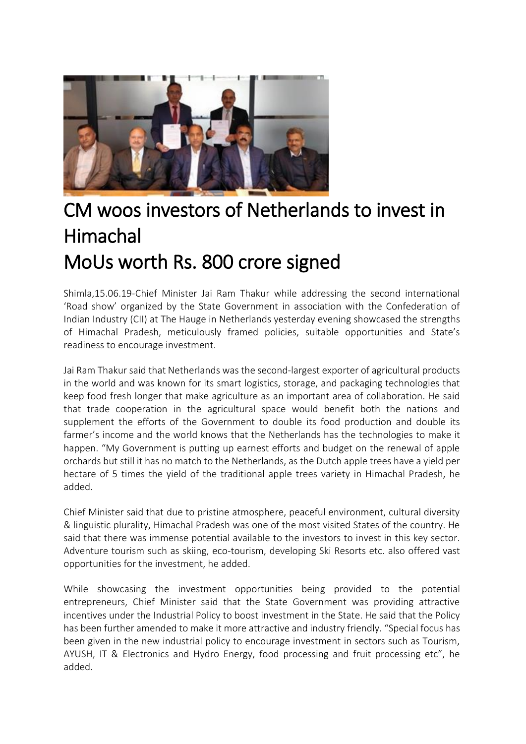# CM woos investors of Netherlands to invest in Himachal

# MoUs worth Rs. 800 crore signed

Shimla,15.06.19-Chief Minister Jai Ram Thakur while addressing the second international 'Road show' organized by the State Government in association with the Confederation of Indian Industry (CII) at The Hauge in Netherlands yesterday evening showcased the strengths of Himachal Pradesh, meticulously framed policies, suitable opportunities and State's readiness to encourage investment.

Jai Ram Thakur said that Netherlands was the second-largest exporter of agricultural products in the world and was known for its smart logistics, storage, and packaging technologies that keep food fresh longer that make agriculture as an important area of collaboration. He said that trade cooperation in the agricultural space would benefit both the nations and supplement the efforts of the Government to double its food production and double its farmer's income and the world knows that the Netherlands has the technologies to make it happen. "My Government is putting up earnest efforts and budget on the renewal of apple orchards but still it has no match to the Netherlands, as the Dutch apple trees have a yield per hectare of 5 times the yield of the traditional apple trees variety in Himachal Pradesh, he added.

Chief Minister said that due to pristine atmosphere, peaceful environment, cultural diversity & linguistic plurality, Himachal Pradesh was one of the most visited States of the country. He said that there was immense potential available to the investors to invest in this key sector. Adventure tourism such as skiing, eco-tourism, developing Ski Resorts etc. also offered vast opportunities for the investment, he added.

While showcasing the investment opportunities being provided to the potential entrepreneurs, Chief Minister said that the State Government was providing attractive incentives under the Industrial Policy to boost investment in the State. He said that the Policy has been further amended to make it more attractive and industry friendly. "Special focus has been given in the new industrial policy to encourage investment in sectors such as Tourism, AYUSH, IT & Electronics and Hydro Energy, food processing and fruit processing etc", he added.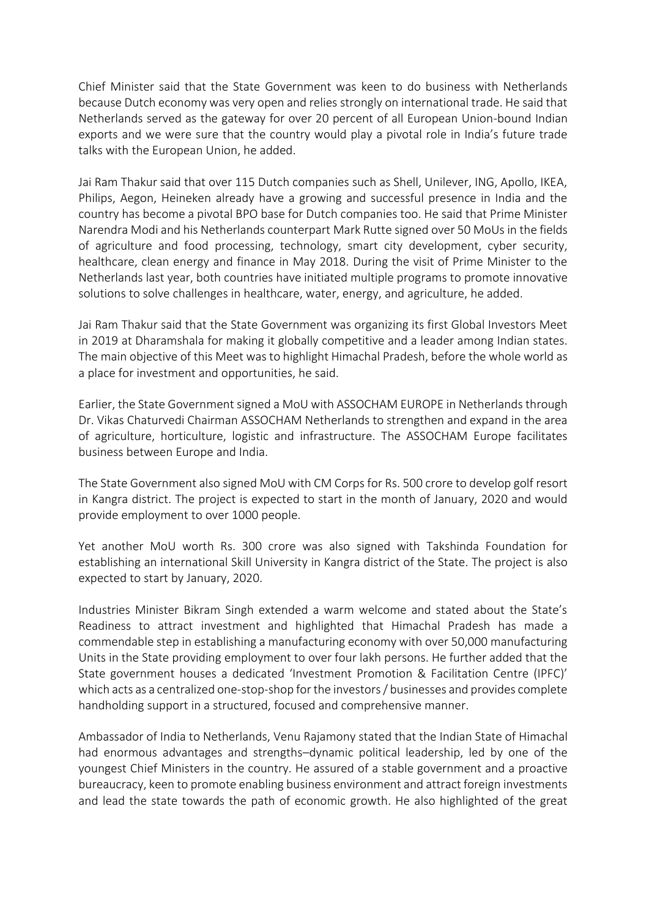Chief Minister said that the State Government was keen to do business with Netherlands because Dutch economy was very open and relies strongly on international trade. He said that Netherlands served as the gateway for over 20 percent of all European Union-bound Indian exports and we were sure that the country would play a pivotal role in India's future trade talks with the European Union, he added.

Jai Ram Thakur said that over 115 Dutch companies such as Shell, Unilever, ING, Apollo, IKEA, Philips, Aegon, Heineken already have a growing and successful presence in India and the country has become a pivotal BPO base for Dutch companies too. He said that Prime Minister Narendra Modi and his Netherlands counterpart Mark Rutte signed over 50 MoUs in the fields of agriculture and food processing, technology, smart city development, cyber security, healthcare, clean energy and finance in May 2018. During the visit of Prime Minister to the Netherlands last year, both countries have initiated multiple programs to promote innovative solutions to solve challenges in healthcare, water, energy, and agriculture, he added.

Jai Ram Thakur said that the State Government was organizing its first Global Investors Meet in 2019 at Dharamshala for making it globally competitive and a leader among Indian states. The main objective of this Meet was to highlight Himachal Pradesh, before the whole world as a place for investment and opportunities, he said.

Earlier, the State Government signed a MoU with ASSOCHAM EUROPE in Netherlands through Dr. Vikas Chaturvedi Chairman ASSOCHAM Netherlands to strengthen and expand in the area of agriculture, horticulture, logistic and infrastructure. The ASSOCHAM Europe facilitates business between Europe and India.

The State Government also signed MoU with CM Corps for Rs. 500 crore to develop golf resort in Kangra district. The project is expected to start in the month of January, 2020 and would provide employment to over 1000 people.

Yet another MoU worth Rs. 300 crore was also signed with Takshinda Foundation for establishing an international Skill University in Kangra district of the State. The project is also expected to start by January, 2020.

Industries Minister Bikram Singh extended a warm welcome and stated about the State's Readiness to attract investment and highlighted that Himachal Pradesh has made a commendable step in establishing a manufacturing economy with over 50,000 manufacturing Units in the State providing employment to over four lakh persons. He further added that the State government houses a dedicated 'Investment Promotion & Facilitation Centre (IPFC)' which acts as a centralized one-stop-shop for the investors / businesses and provides complete handholding support in a structured, focused and comprehensive manner.

Ambassador of India to Netherlands, Venu Rajamony stated that the Indian State of Himachal had enormous advantages and strengths–dynamic political leadership, led by one of the youngest Chief Ministers in the country. He assured of a stable government and a proactive bureaucracy, keen to promote enabling business environment and attract foreign investments and lead the state towards the path of economic growth. He also highlighted of the great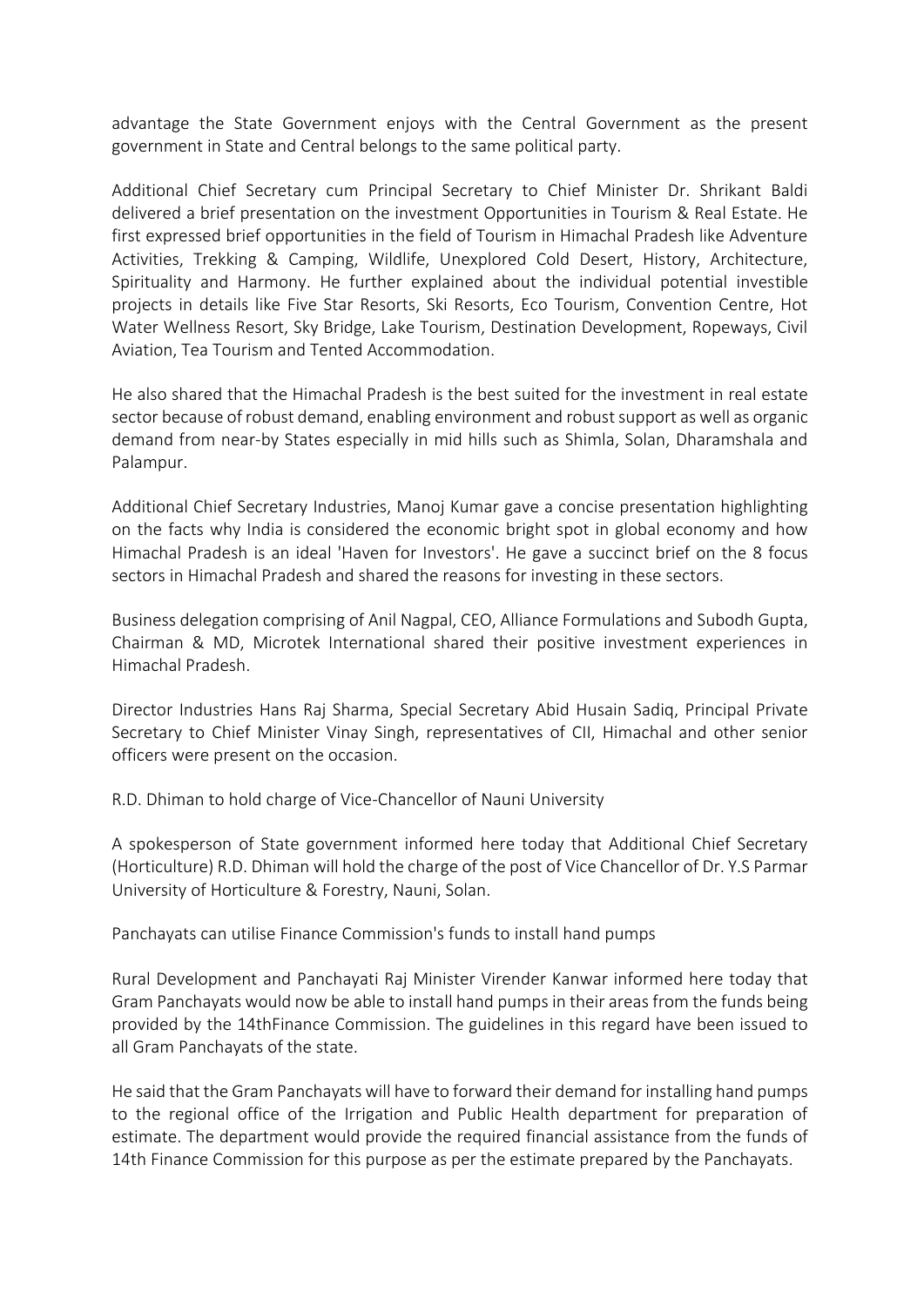advantage the State Government enjoys with the Central Government as the present government in State and Central belongs to the same political party.

Additional Chief Secretary cum Principal Secretary to Chief Minister Dr. Shrikant Baldi delivered a brief presentation on the investment Opportunities in Tourism & Real Estate. He first expressed brief opportunities in the field of Tourism in Himachal Pradesh like Adventure Activities, Trekking & Camping, Wildlife, Unexplored Cold Desert, History, Architecture, Spirituality and Harmony. He further explained about the individual potential investible projects in details like Five Star Resorts, Ski Resorts, Eco Tourism, Convention Centre, Hot Water Wellness Resort, Sky Bridge, Lake Tourism, Destination Development, Ropeways, Civil Aviation, Tea Tourism and Tented Accommodation.

He also shared that the Himachal Pradesh is the best suited for the investment in real estate sector because of robust demand, enabling environment and robust support as well as organic demand from near-by States especially in mid hills such as Shimla, Solan, Dharamshala and Palampur.

Additional Chief Secretary Industries, Manoj Kumar gave a concise presentation highlighting on the facts why India is considered the economic bright spot in global economy and how Himachal Pradesh is an ideal 'Haven for Investors'. He gave a succinct brief on the 8 focus sectors in Himachal Pradesh and shared the reasons for investing in these sectors.

Business delegation comprising of Anil Nagpal, CEO, Alliance Formulations and Subodh Gupta, Chairman & MD, Microtek International shared their positive investment experiences in Himachal Pradesh.

Director Industries Hans Raj Sharma, Special Secretary Abid Husain Sadiq, Principal Private Secretary to Chief Minister Vinay Singh, representatives of CII, Himachal and other senior officers were present on the occasion.

R.D. Dhiman to hold charge of Vice-Chancellor of Nauni University

A spokesperson of State government informed here today that Additional Chief Secretary (Horticulture) R.D. Dhiman will hold the charge of the post of Vice Chancellor of Dr. Y.S Parmar University of Horticulture & Forestry, Nauni, Solan.

Panchayats can utilise Finance Commission's funds to install hand pumps

Rural Development and Panchayati Raj Minister Virender Kanwar informed here today that Gram Panchayats would now be able to install hand pumps in their areas from the funds being provided by the 14thFinance Commission. The guidelines in this regard have been issued to all Gram Panchayats of the state.

He said that the Gram Panchayats will have to forward their demand for installing hand pumps to the regional office of the Irrigation and Public Health department for preparation of estimate. The department would provide the required financial assistance from the funds of 14th Finance Commission for this purpose as per the estimate prepared by the Panchayats.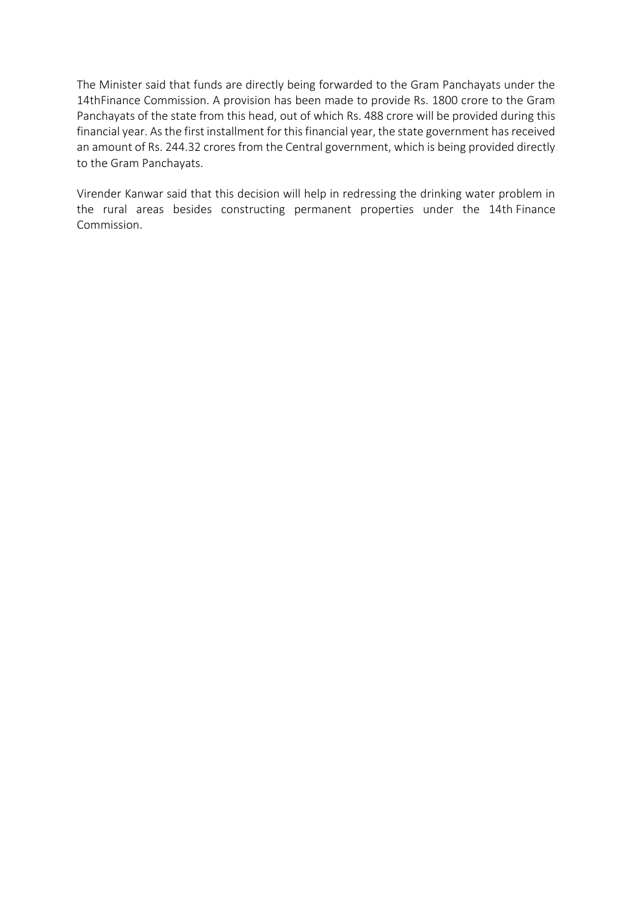The Minister said that funds are directly being forwarded to the Gram Panchayats under the 14thFinance Commission. A provision has been made to provide Rs. 1800 crore to the Gram Panchayats of the state from this head, out of which Rs. 488 crore will be provided during this financial year. As the first installment for this financial year, the state government has received an amount of Rs. 244.32 crores from the Central government, which is being provided directly to the Gram Panchayats.

Virender Kanwar said that this decision will help in redressing the drinking water problem in the rural areas besides constructing permanent properties under the 14th Finance Commission.